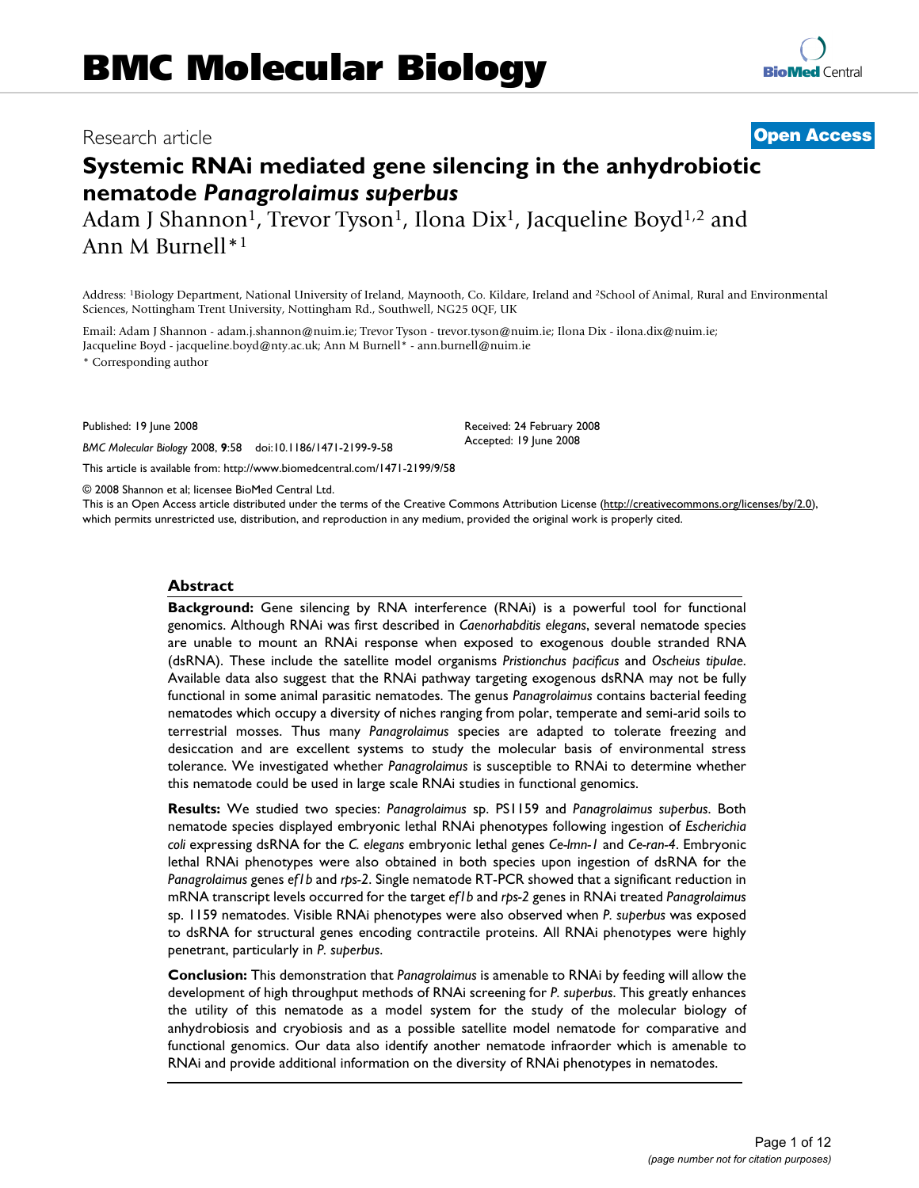# BMC Molecular Biology

Research article

**Open Access**

# Systemic RNAi mediated gene silencing in the anhydrobiotic nematode *Panagrolaimus superbus*

Adam J Shannon[1], Trevor Tyson[1], Ilona Dix[1], Jacqueline Boyd[1,2] and Ann M Burnell*[1]

Address: [1]Biology Department, National University of Ireland, Maynooth, Co. Kildare, Ireland and [2]School of Animal, Rural and Environmental Sciences, Nottingham Trent University, Nottingham Rd., Southwell, NG25 0QF, UK

Email: Adam J Shannon - adam.j.shannon@nuim.ie; Trevor Tyson - trevor.tyson@nuim.ie; Ilona Dix - ilona.dix@nuim.ie; Jacqueline Boyd - jacqueline.boyd@nty.ac.uk; Ann M Burnell* - ann.burnell@nuim.ie

* Corresponding author

Published: 19 June 2008

*BMC Molecular Biology* 2008, **9**:58 doi:10.1186/1471-2199-9-58

Received: 24 February 2008
Accepted: 19 June 2008

This article is available from: http://www.biomedcentral.com/1471-2199/9/58

© 2008 Shannon et al; licensee BioMed Central Ltd.

This is an Open Access article distributed under the terms of the Creative Commons Attribution License (http://creativecommons.org/licenses/by/2.0), which permits unrestricted use, distribution, and reproduction in any medium, provided the original work is properly cited.

## Abstract

**Background:** Gene silencing by RNA interference (RNAi) is a powerful tool for functional genomics. Although RNAi was first described in *Caenorhabditis elegans*, several nematode species are unable to mount an RNAi response when exposed to exogenous double stranded RNA (dsRNA). These include the satellite model organisms *Pristionchus pacificus* and *Oscheius tipulae*. Available data also suggest that the RNAi pathway targeting exogenous dsRNA may not be fully functional in some animal parasitic nematodes. The genus *Panagrolaimus* contains bacterial feeding nematodes which occupy a diversity of niches ranging from polar, temperate and semi-arid soils to terrestrial mosses. Thus many *Panagrolaimus* species are adapted to tolerate freezing and desiccation and are excellent systems to study the molecular basis of environmental stress tolerance. We investigated whether *Panagrolaimus* is susceptible to RNAi to determine whether this nematode could be used in large scale RNAi studies in functional genomics.

**Results:** We studied two species: *Panagrolaimus* sp. PS1159 and *Panagrolaimus superbus*. Both nematode species displayed embryonic lethal RNAi phenotypes following ingestion of *Escherichia coli* expressing dsRNA for the *C. elegans* embryonic lethal genes *Ce-lmn-1* and *Ce-ran-4*. Embryonic lethal RNAi phenotypes were also obtained in both species upon ingestion of dsRNA for the *Panagrolaimus* genes *ef1b* and *rps-2*. Single nematode RT-PCR showed that a significant reduction in mRNA transcript levels occurred for the target *ef1b* and *rps-2* genes in RNAi treated *Panagrolaimus* sp. 1159 nematodes. Visible RNAi phenotypes were also observed when *P. superbus* was exposed to dsRNA for structural genes encoding contractile proteins. All RNAi phenotypes were highly penetrant, particularly in *P. superbus*.

**Conclusion:** This demonstration that *Panagrolaimus* is amenable to RNAi by feeding will allow the development of high throughput methods of RNAi screening for *P. superbus*. This greatly enhances the utility of this nematode as a model system for the study of the molecular biology of anhydrobiosis and cryobiosis and as a possible satellite model nematode for comparative and functional genomics. Our data also identify another nematode infraorder which is amenable to RNAi and provide additional information on the diversity of RNAi phenotypes in nematodes.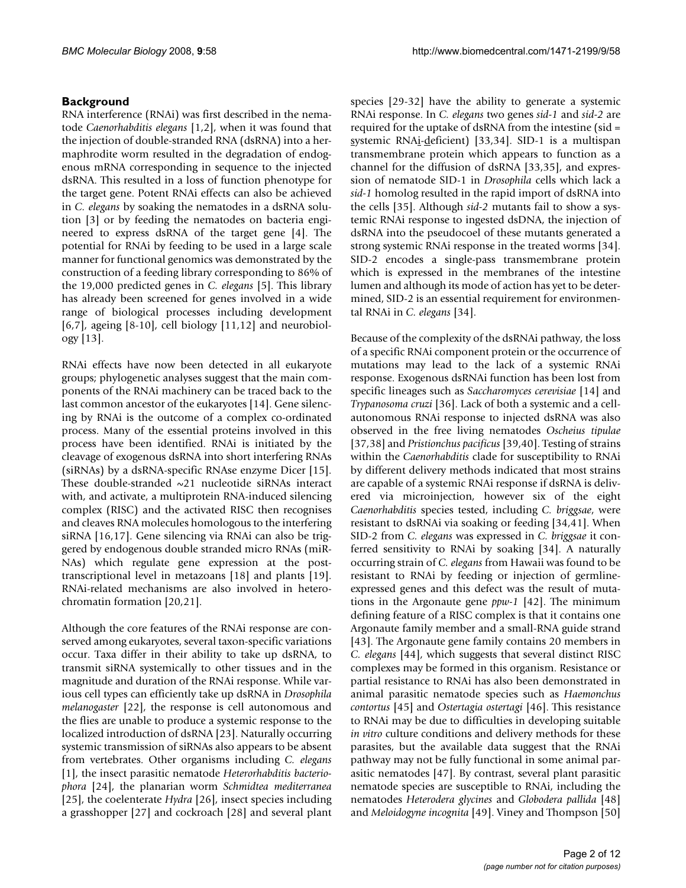## Background

RNA interference (RNAi) was first described in the nematode *Caenorhabditis elegans* [1,2], when it was found that the injection of double-stranded RNA (dsRNA) into a hermaphrodite worm resulted in the degradation of endogenous mRNA corresponding in sequence to the injected dsRNA. This resulted in a loss of function phenotype for the target gene. Potent RNAi effects can also be achieved in *C. elegans* by soaking the nematodes in a dsRNA solution [3] or by feeding the nematodes on bacteria engineered to express dsRNA of the target gene [4]. The potential for RNAi by feeding to be used in a large scale manner for functional genomics was demonstrated by the construction of a feeding library corresponding to 86% of the 19,000 predicted genes in *C. elegans* [5]. This library has already been screened for genes involved in a wide range of biological processes including development [6,7], ageing [8-10], cell biology [11,12] and neurobiology [13].

RNAi effects have now been detected in all eukaryote groups; phylogenetic analyses suggest that the main components of the RNAi machinery can be traced back to the last common ancestor of the eukaryotes [14]. Gene silencing by RNAi is the outcome of a complex co-ordinated process. Many of the essential proteins involved in this process have been identified. RNAi is initiated by the cleavage of exogenous dsRNA into short interfering RNAs (siRNAs) by a dsRNA-specific RNAse enzyme Dicer [15]. These double-stranded ~21 nucleotide siRNAs interact with, and activate, a multiprotein RNA-induced silencing complex (RISC) and the activated RISC then recognises and cleaves RNA molecules homologous to the interfering siRNA [16,17]. Gene silencing via RNAi can also be triggered by endogenous double stranded micro RNAs (miRNAs) which regulate gene expression at the post-transcriptional level in metazoans [18] and plants [19]. RNAi-related mechanisms are also involved in heterochromatin formation [20,21].

Although the core features of the RNAi response are conserved among eukaryotes, several taxon-specific variations occur. Taxa differ in their ability to take up dsRNA, to transmit siRNA systemically to other tissues and in the magnitude and duration of the RNAi response. While various cell types can efficiently take up dsRNA in *Drosophila melanogaster* [22], the response is cell autonomous and the flies are unable to produce a systemic response to the localized introduction of dsRNA [23]. Naturally occurring systemic transmission of siRNAs also appears to be absent from vertebrates. Other organisms including *C. elegans* [1], the insect parasitic nematode *Heterorhabditis bacteriophora* [24], the planarian worm *Schmidtea mediterranea* [25], the coelenterate *Hydra* [26], insect species including a grasshopper [27] and cockroach [28] and several plant species [29-32] have the ability to generate a systemic RNAi response. In *C. elegans* two genes *sid-1* and *sid-2* are required for the uptake of dsRNA from the intestine (sid = systemic RNAi-deficient) [33,34]. SID-1 is a multispan transmembrane protein which appears to function as a channel for the diffusion of dsRNA [33,35], and expression of nematode SID-1 in *Drosophila* cells which lack a *sid-1* homolog resulted in the rapid import of dsRNA into the cells [35]. Although *sid-2* mutants fail to show a systemic RNAi response to ingested dsDNA, the injection of dsRNA into the pseudocoel of these mutants generated a strong systemic RNAi response in the treated worms [34]. SID-2 encodes a single-pass transmembrane protein which is expressed in the membranes of the intestine lumen and although its mode of action has yet to be determined, SID-2 is an essential requirement for environmental RNAi in *C. elegans* [34].

Because of the complexity of the dsRNAi pathway, the loss of a specific RNAi component protein or the occurrence of mutations may lead to the lack of a systemic RNAi response. Exogenous dsRNAi function has been lost from specific lineages such as *Saccharomyces cerevisiae* [14] and *Trypanosoma cruzi* [36]. Lack of both a systemic and a cell-autonomous RNAi response to injected dsRNA was also observed in the free living nematodes *Oscheius tipulae* [37,38] and *Pristionchus pacificus* [39,40]. Testing of strains within the *Caenorhabditis* clade for susceptibility to RNAi by different delivery methods indicated that most strains are capable of a systemic RNAi response if dsRNA is delivered via microinjection, however six of the eight *Caenorhabditis* species tested, including *C. briggsae*, were resistant to dsRNAi via soaking or feeding [34,41]. When SID-2 from *C. elegans* was expressed in *C. briggsae* it conferred sensitivity to RNAi by soaking [34]. A naturally occurring strain of *C. elegans* from Hawaii was found to be resistant to RNAi by feeding or injection of germline-expressed genes and this defect was the result of mutations in the Argonaute gene *ppw-1* [42]. The minimum defining feature of a RISC complex is that it contains one Argonaute family member and a small-RNA guide strand [43]. The Argonaute gene family contains 20 members in *C. elegans* [44], which suggests that several distinct RISC complexes may be formed in this organism. Resistance or partial resistance to RNAi has also been demonstrated in animal parasitic nematode species such as *Haemonchus contortus* [45] and *Ostertagia ostertagi* [46]. This resistance to RNAi may be due to difficulties in developing suitable *in vitro* culture conditions and delivery methods for these parasites, but the available data suggest that the RNAi pathway may not be fully functional in some animal parasitic nematodes [47]. By contrast, several plant parasitic nematode species are susceptible to RNAi, including the nematodes *Heterodera glycines* and *Globodera pallida* [48] and *Meloidogyne incognita* [49]. Viney and Thompson [50]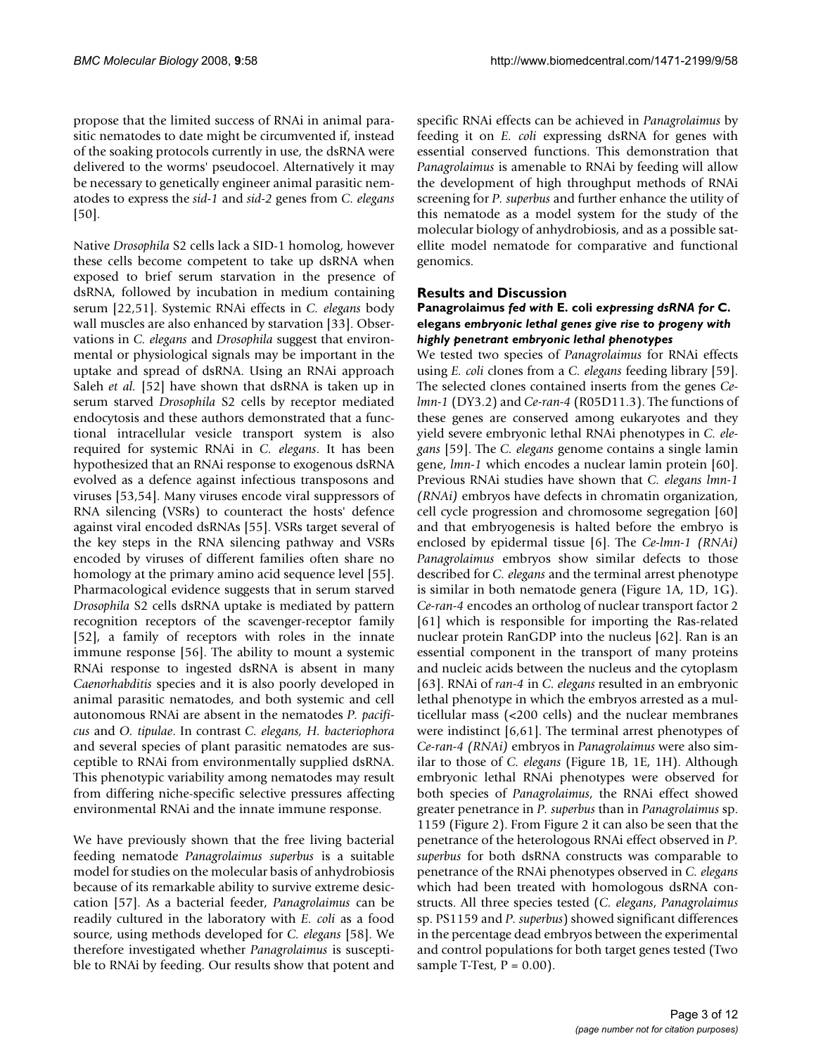propose that the limited success of RNAi in animal parasitic nematodes to date might be circumvented if, instead of the soaking protocols currently in use, the dsRNA were delivered to the worms' pseudocoel. Alternatively it may be necessary to genetically engineer animal parasitic nematodes to express the *sid-1* and *sid-2* genes from *C. elegans* [50].

Native *Drosophila* S2 cells lack a SID-1 homolog, however these cells become competent to take up dsRNA when exposed to brief serum starvation in the presence of dsRNA, followed by incubation in medium containing serum [22,51]. Systemic RNAi effects in *C. elegans* body wall muscles are also enhanced by starvation [33]. Observations in *C. elegans* and *Drosophila* suggest that environmental or physiological signals may be important in the uptake and spread of dsRNA. Using an RNAi approach Saleh *et al.* [52] have shown that dsRNA is taken up in serum starved *Drosophila* S2 cells by receptor mediated endocytosis and these authors demonstrated that a functional intracellular vesicle transport system is also required for systemic RNAi in *C. elegans*. It has been hypothesized that an RNAi response to exogenous dsRNA evolved as a defence against infectious transposons and viruses [53,54]. Many viruses encode viral suppressors of RNA silencing (VSRs) to counteract the hosts' defence against viral encoded dsRNAs [55]. VSRs target several of the key steps in the RNA silencing pathway and VSRs encoded by viruses of different families often share no homology at the primary amino acid sequence level [55]. Pharmacological evidence suggests that in serum starved *Drosophila* S2 cells dsRNA uptake is mediated by pattern recognition receptors of the scavenger-receptor family [52], a family of receptors with roles in the innate immune response [56]. The ability to mount a systemic RNAi response to ingested dsRNA is absent in many *Caenorhabditis* species and it is also poorly developed in animal parasitic nematodes, and both systemic and cell autonomous RNAi are absent in the nematodes *P. pacificus* and *O. tipulae*. In contrast *C. elegans, H. bacteriophora* and several species of plant parasitic nematodes are susceptible to RNAi from environmentally supplied dsRNA. This phenotypic variability among nematodes may result from differing niche-specific selective pressures affecting environmental RNAi and the innate immune response.

We have previously shown that the free living bacterial feeding nematode *Panagrolaimus superbus* is a suitable model for studies on the molecular basis of anhydrobiosis because of its remarkable ability to survive extreme desiccation [57]. As a bacterial feeder, *Panagrolaimus* can be readily cultured in the laboratory with *E. coli* as a food source, using methods developed for *C. elegans* [58]. We therefore investigated whether *Panagrolaimus* is susceptible to RNAi by feeding. Our results show that potent and specific RNAi effects can be achieved in *Panagrolaimus* by feeding it on *E. coli* expressing dsRNA for genes with essential conserved functions. This demonstration that *Panagrolaimus* is amenable to RNAi by feeding will allow the development of high throughput methods of RNAi screening for *P. superbus* and further enhance the utility of this nematode as a model system for the study of the molecular biology of anhydrobiosis, and as a possible satellite model nematode for comparative and functional genomics.

## Results and Discussion

### Panagrolaimus *fed with* E. coli *expressing dsRNA for* C. elegans *embryonic lethal genes give rise to progeny with highly penetrant embryonic lethal phenotypes*

We tested two species of *Panagrolaimus* for RNAi effects using *E. coli* clones from a *C. elegans* feeding library [59]. The selected clones contained inserts from the genes *Ce-lmn-1* (DY3.2) and *Ce-ran-4* (R05D11.3). The functions of these genes are conserved among eukaryotes and they yield severe embryonic lethal RNAi phenotypes in *C. elegans* [59]. The *C. elegans* genome contains a single lamin gene, *lmn-1* which encodes a nuclear lamin protein [60]. Previous RNAi studies have shown that *C. elegans lmn-1 (RNAi)* embryos have defects in chromatin organization, cell cycle progression and chromosome segregation [60] and that embryogenesis is halted before the embryo is enclosed by epidermal tissue [6]. The *Ce-lmn-1 (RNAi) Panagrolaimus* embryos show similar defects to those described for *C. elegans* and the terminal arrest phenotype is similar in both nematode genera (Figure 1A, 1D, 1G). *Ce-ran-4* encodes an ortholog of nuclear transport factor 2 [61] which is responsible for importing the Ras-related nuclear protein RanGDP into the nucleus [62]. Ran is an essential component in the transport of many proteins and nucleic acids between the nucleus and the cytoplasm [63]. RNAi of *ran-4* in *C. elegans* resulted in an embryonic lethal phenotype in which the embryos arrested as a multicellular mass (<200 cells) and the nuclear membranes were indistinct [6,61]. The terminal arrest phenotypes of *Ce-ran-4 (RNAi)* embryos in *Panagrolaimus* were also similar to those of *C. elegans* (Figure 1B, 1E, 1H). Although embryonic lethal RNAi phenotypes were observed for both species of *Panagrolaimus*, the RNAi effect showed greater penetrance in *P. superbus* than in *Panagrolaimus* sp. 1159 (Figure 2). From Figure 2 it can also be seen that the penetrance of the heterologous RNAi effect observed in *P. superbus* for both dsRNA constructs was comparable to penetrance of the RNAi phenotypes observed in *C. elegans* which had been treated with homologous dsRNA constructs. All three species tested (*C. elegans*, *Panagrolaimus* sp. PS1159 and *P. superbus*) showed significant differences in the percentage dead embryos between the experimental and control populations for both target genes tested (Two sample T-Test, $P = 0.00$).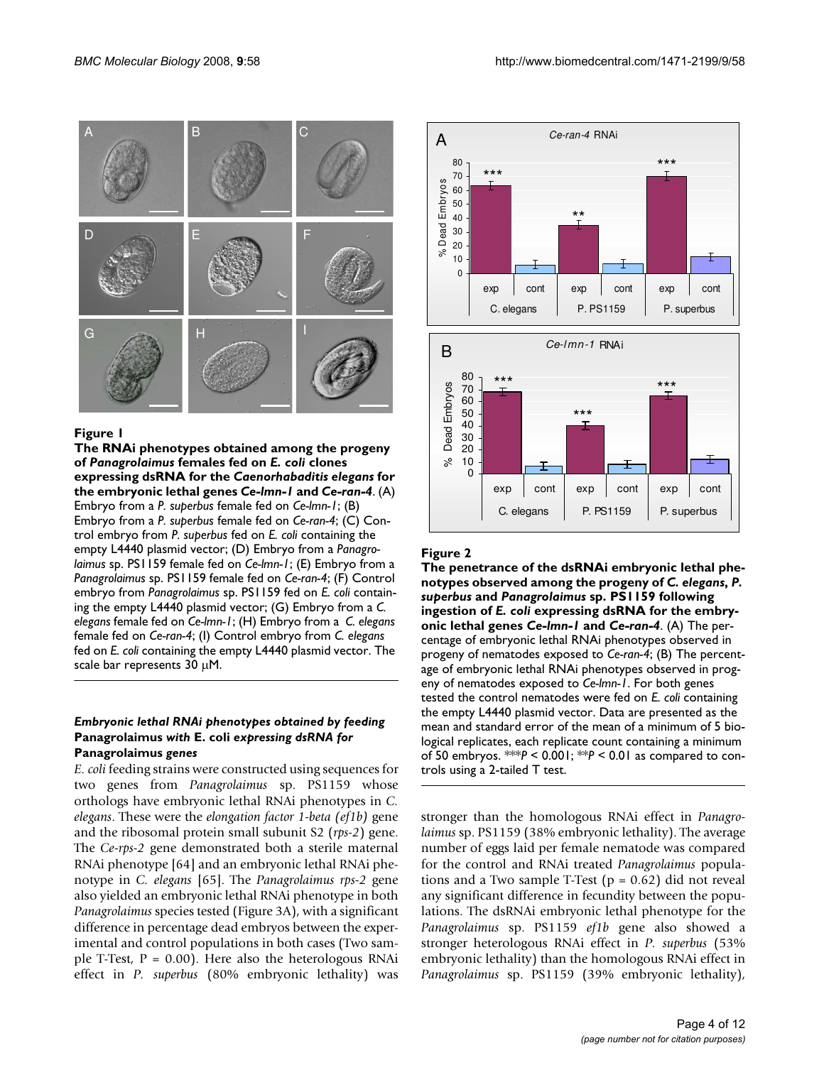**Figure 1**

**The RNAi phenotypes obtained among the progeny of *Panagrolaimus* females fed on *E. coli* clones expressing dsRNA for the *Caenorhabditis elegans* for the embryonic lethal genes *Ce-lmn-1* and *Ce-ran-4*.** (A) Embryo from a *P. superbus* female fed on *Ce-lmn-1*; (B) Embryo from a *P. superbus* female fed on *Ce-ran-4*; (C) Control embryo from *P. superbus* fed on *E. coli* containing the empty L4440 plasmid vector; (D) Embryo from a *Panagrolaimus* sp. PS1159 female fed on *Ce-lmn-1*; (E) Embryo from a *Panagrolaimus* sp. PS1159 female fed on *Ce-ran-4*; (F) Control embryo from *Panagrolaimus* sp. PS1159 fed on *E. coli* containing the empty L4440 plasmid vector; (G) Embryo from a *C. elegans* female fed on *Ce-lmn-1*; (H) Embryo from a *C. elegans* female fed on *Ce-ran-4*; (I) Control embryo from *C. elegans* fed on *E. coli* containing the empty L4440 plasmid vector. The scale bar represents 30 μM.

**Figure 2**

**The penetrance of the dsRNAi embryonic lethal phenotypes observed among the progeny of *C. elegans*, *P. superbus* and *Panagrolaimus* sp. PS1159 following ingestion of *E. coli* expressing dsRNA for the embryonic lethal genes *Ce-lmn-1* and *Ce-ran-4*.** (A) The percentage of embryonic lethal RNAi phenotypes observed in progeny of nematodes exposed to *Ce-ran-4*; (B) The percentage of embryonic lethal RNAi phenotypes observed in progeny of nematodes exposed to *Ce-lmn-1*. For both genes tested the control nematodes were fed on *E. coli* containing the empty L4440 plasmid vector. Data are presented as the mean and standard error of the mean of a minimum of 5 biological replicates, each replicate count containing a minimum of 50 embryos. ***$P < 0.001$; **$P < 0.01$ as compared to controls using a 2-tailed T test.

### *Embryonic lethal RNAi phenotypes obtained by feeding* Panagrolaimus *with* E. coli *expressing dsRNA for* Panagrolaimus *genes*

*E. coli* feeding strains were constructed using sequences for two genes from *Panagrolaimus* sp. PS1159 whose orthologs have embryonic lethal RNAi phenotypes in *C. elegans*. These were the *elongation factor 1-beta (ef1b)* gene and the ribosomal protein small subunit S2 (*rps-2*) gene. The *Ce-rps-2* gene demonstrated both a sterile maternal RNAi phenotype [64] and an embryonic lethal RNAi phenotype in *C. elegans* [65]. The *Panagrolaimus rps-2* gene also yielded an embryonic lethal RNAi phenotype in both *Panagrolaimus* species tested (Figure 3A), with a significant difference in percentage dead embryos between the experimental and control populations in both cases (Two sample T-Test, $P = 0.00$). Here also the heterologous RNAi effect in *P. superbus* (80% embryonic lethality) was stronger than the homologous RNAi effect in *Panagrolaimus* sp. PS1159 (38% embryonic lethality). The average number of eggs laid per female nematode was compared for the control and RNAi treated *Panagrolaimus* populations and a Two sample T-Test ($p = 0.62$) did not reveal any significant difference in fecundity between the populations. The dsRNAi embryonic lethal phenotype for the *Panagrolaimus* sp. PS1159 *ef1b* gene also showed a stronger heterologous RNAi effect in *P. superbus* (53% embryonic lethality) than the homologous RNAi effect in *Panagrolaimus* sp. PS1159 (39% embryonic lethality),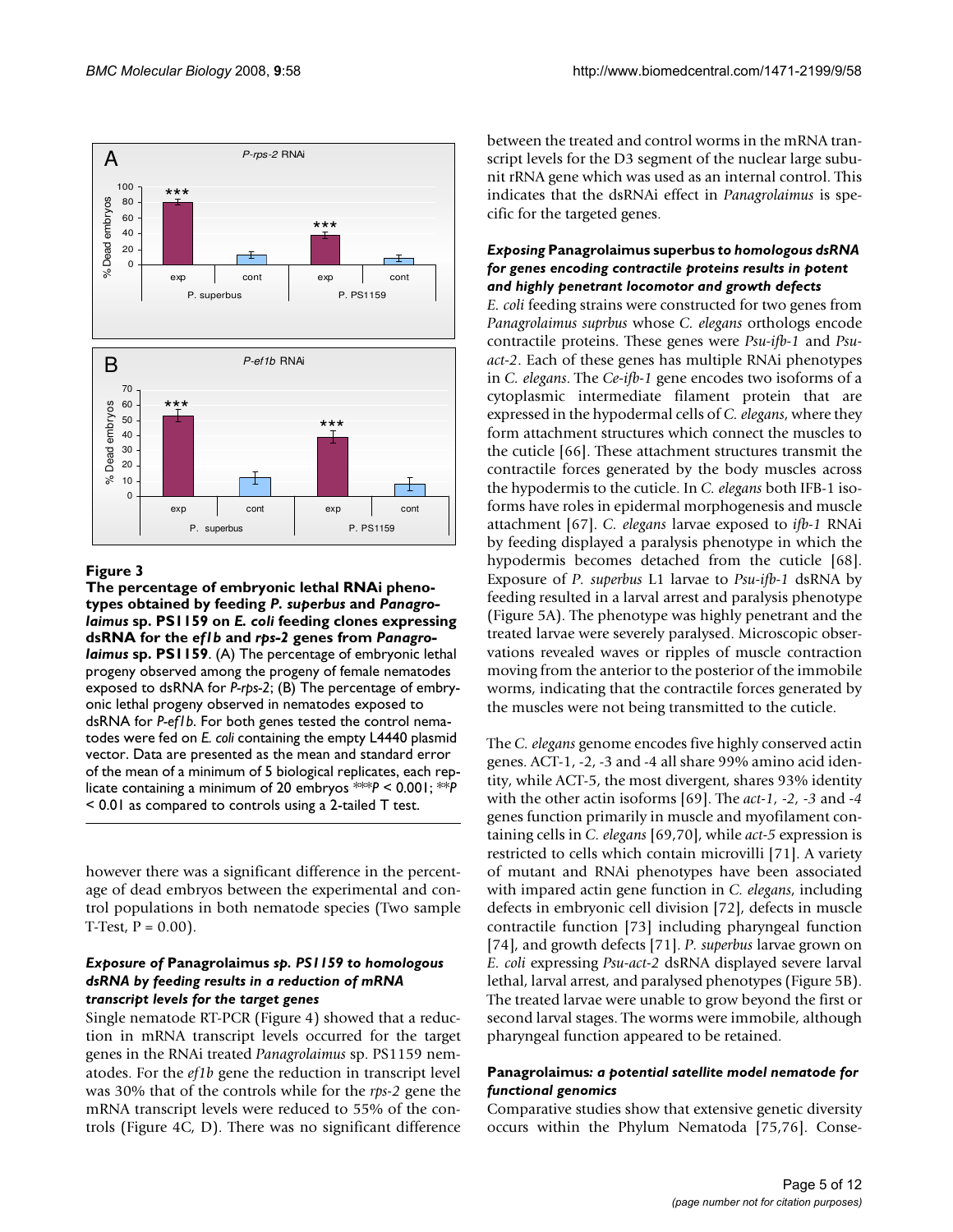**Figure 3**

**The percentage of embryonic lethal RNAi phenotypes obtained by feeding *P. superbus* and *Panagrolaimus* sp. PS1159 on *E. coli* feeding clones expressing dsRNA for the *ef1b* and *rps-2* genes from *Panagrolaimus* sp. PS1159**. (A) The percentage of embryonic lethal progeny observed among the progeny of female nematodes exposed to dsRNA for *P-rps-2*; (B) The percentage of embryonic lethal progeny observed in nematodes exposed to dsRNA for *P-ef1b*. For both genes tested the control nematodes were fed on *E. coli* containing the empty L4440 plasmid vector. Data are presented as the mean and standard error of the mean of a minimum of 5 biological replicates, each replicate containing a minimum of 20 embryos ***$P < 0.001$; **$P < 0.01$ as compared to controls using a 2-tailed T test.

however there was a significant difference in the percentage of dead embryos between the experimental and control populations in both nematode species (Two sample T-Test, $P = 0.00$).

### *Exposure of* Panagrolaimus *sp. PS1159 to homologous dsRNA by feeding results in a reduction of mRNA transcript levels for the target genes*

Single nematode RT-PCR (Figure 4) showed that a reduction in mRNA transcript levels occurred for the target genes in the RNAi treated *Panagrolaimus* sp. PS1159 nematodes. For the *ef1b* gene the reduction in transcript level was 30% that of the controls while for the *rps-2* gene the mRNA transcript levels were reduced to 55% of the controls (Figure 4C, D). There was no significant difference between the treated and control worms in the mRNA transcript levels for the D3 segment of the nuclear large subunit rRNA gene which was used as an internal control. This indicates that the dsRNAi effect in *Panagrolaimus* is specific for the targeted genes.

### *Exposing* Panagrolaimus superbus *to homologous dsRNA for genes encoding contractile proteins results in potent and highly penetrant locomotor and growth defects*

*E. coli* feeding strains were constructed for two genes from *Panagrolaimus suprbus* whose *C. elegans* orthologs encode contractile proteins. These genes were *Psu-ifb-1* and *Psu-act-2*. Each of these genes has multiple RNAi phenotypes in *C. elegans*. The *Ce-ifb-1* gene encodes two isoforms of a cytoplasmic intermediate filament protein that are expressed in the hypodermal cells of *C. elegans*, where they form attachment structures which connect the muscles to the cuticle [66]. These attachment structures transmit the contractile forces generated by the body muscles across the hypodermis to the cuticle. In *C. elegans* both IFB-1 isoforms have roles in epidermal morphogenesis and muscle attachment [67]. *C. elegans* larvae exposed to *ifb-1* RNAi by feeding displayed a paralysis phenotype in which the hypodermis becomes detached from the cuticle [68]. Exposure of *P. superbus* L1 larvae to *Psu-ifb-1* dsRNA by feeding resulted in a larval arrest and paralysis phenotype (Figure 5A). The phenotype was highly penetrant and the treated larvae were severely paralysed. Microscopic observations revealed waves or ripples of muscle contraction moving from the anterior to the posterior of the immobile worms, indicating that the contractile forces generated by the muscles were not being transmitted to the cuticle.

The *C. elegans* genome encodes five highly conserved actin genes. ACT-1, -2, -3 and -4 all share 99% amino acid identity, while ACT-5, the most divergent, shares 93% identity with the other actin isoforms [69]. The *act-1*, *-2*, *-3* and *-4* genes function primarily in muscle and myofilament containing cells in *C. elegans* [69,70], while *act-5* expression is restricted to cells which contain microvilli [71]. A variety of mutant and RNAi phenotypes have been associated with impared actin gene function in *C. elegans*, including defects in embryonic cell division [72], defects in muscle contractile function [73] including pharyngeal function [74], and growth defects [71]. *P. superbus* larvae grown on *E. coli* expressing *Psu-act-2* dsRNA displayed severe larval lethal, larval arrest, and paralysed phenotypes (Figure 5B). The treated larvae were unable to grow beyond the first or second larval stages. The worms were immobile, although pharyngeal function appeared to be retained.

### Panagrolaimus*: a potential satellite model nematode for functional genomics*

Comparative studies show that extensive genetic diversity occurs within the Phylum Nematoda [75,76]. Conse-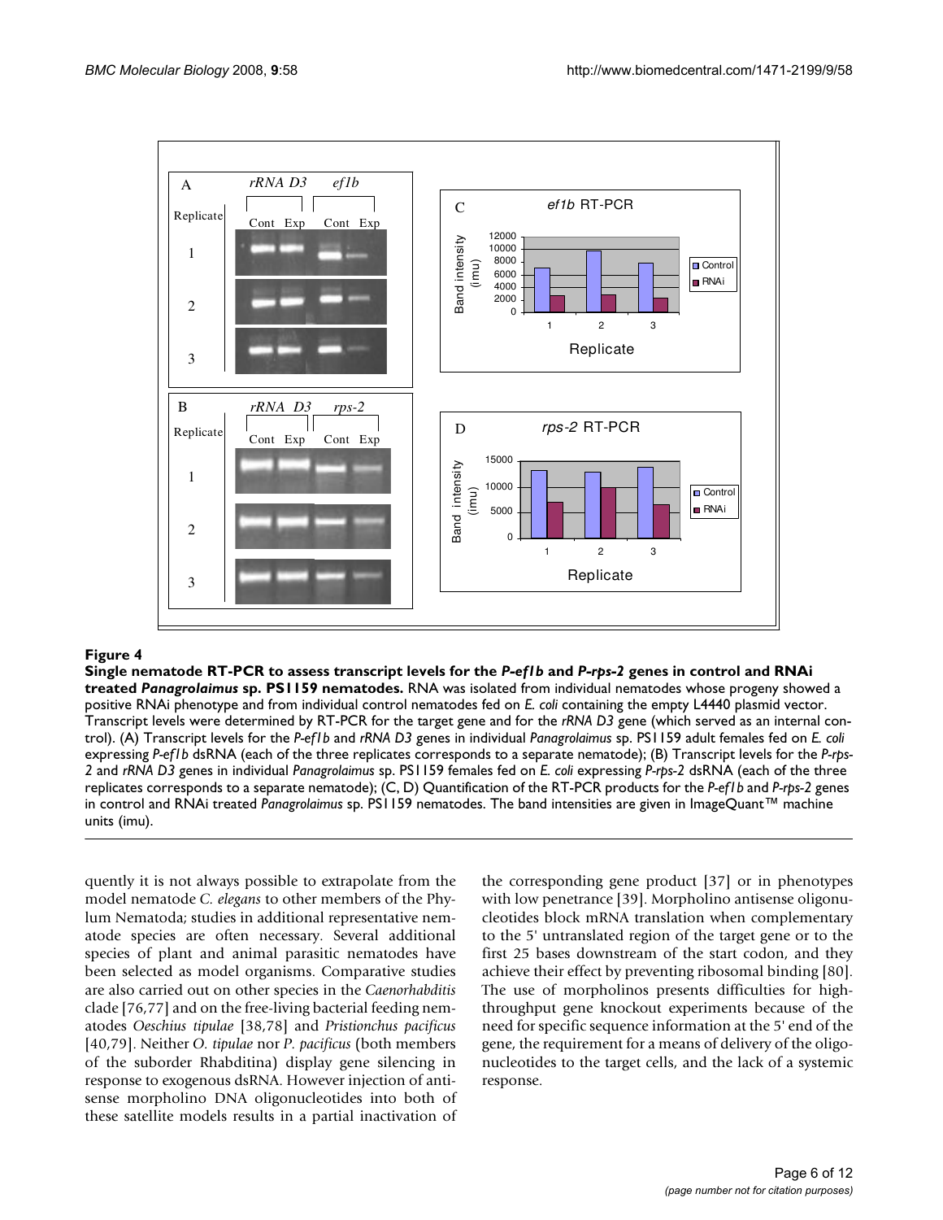**Figure 4**

**Single nematode RT-PCR to assess transcript levels for the *P-ef1b* and *P-rps-2* genes in control and RNAi treated *Panagrolaimus* sp. PS1159 nematodes.** RNA was isolated from individual nematodes whose progeny showed a positive RNAi phenotype and from individual control nematodes fed on *E. coli* containing the empty L4440 plasmid vector. Transcript levels were determined by RT-PCR for the target gene and for the *rRNA D3* gene (which served as an internal control). (A) Transcript levels for the *P-ef1b* and *rRNA D3* genes in individual *Panagrolaimus* sp. PS1159 adult females fed on *E. coli* expressing *P-ef1b* dsRNA (each of the three replicates corresponds to a separate nematode); (B) Transcript levels for the *P-rps-2* and *rRNA D3* genes in individual *Panagrolaimus* sp. PS1159 females fed on *E. coli* expressing *P-rps-2* dsRNA (each of the three replicates corresponds to a separate nematode); (C, D) Quantification of the RT-PCR products for the *P-ef1b* and *P-rps-2* genes in control and RNAi treated *Panagrolaimus* sp. PS1159 nematodes. The band intensities are given in ImageQuant™ machine units (imu).

quently it is not always possible to extrapolate from the model nematode *C. elegans* to other members of the Phylum Nematoda; studies in additional representative nematode species are often necessary. Several additional species of plant and animal parasitic nematodes have been selected as model organisms. Comparative studies are also carried out on other species in the *Caenorhabditis* clade [76,77] and on the free-living bacterial feeding nematodes *Oeschius tipulae* [38,78] and *Pristionchus pacificus* [40,79]. Neither *O. tipulae* nor *P. pacificus* (both members of the suborder Rhabditina) display gene silencing in response to exogenous dsRNA. However injection of antisense morpholino DNA oligonucleotides into both of these satellite models results in a partial inactivation of the corresponding gene product [37] or in phenotypes with low penetrance [39]. Morpholino antisense oligonucleotides block mRNA translation when complementary to the 5' untranslated region of the target gene or to the first 25 bases downstream of the start codon, and they achieve their effect by preventing ribosomal binding [80]. The use of morpholinos presents difficulties for high-throughput gene knockout experiments because of the need for specific sequence information at the 5' end of the gene, the requirement for a means of delivery of the oligonucleotides to the target cells, and the lack of a systemic response.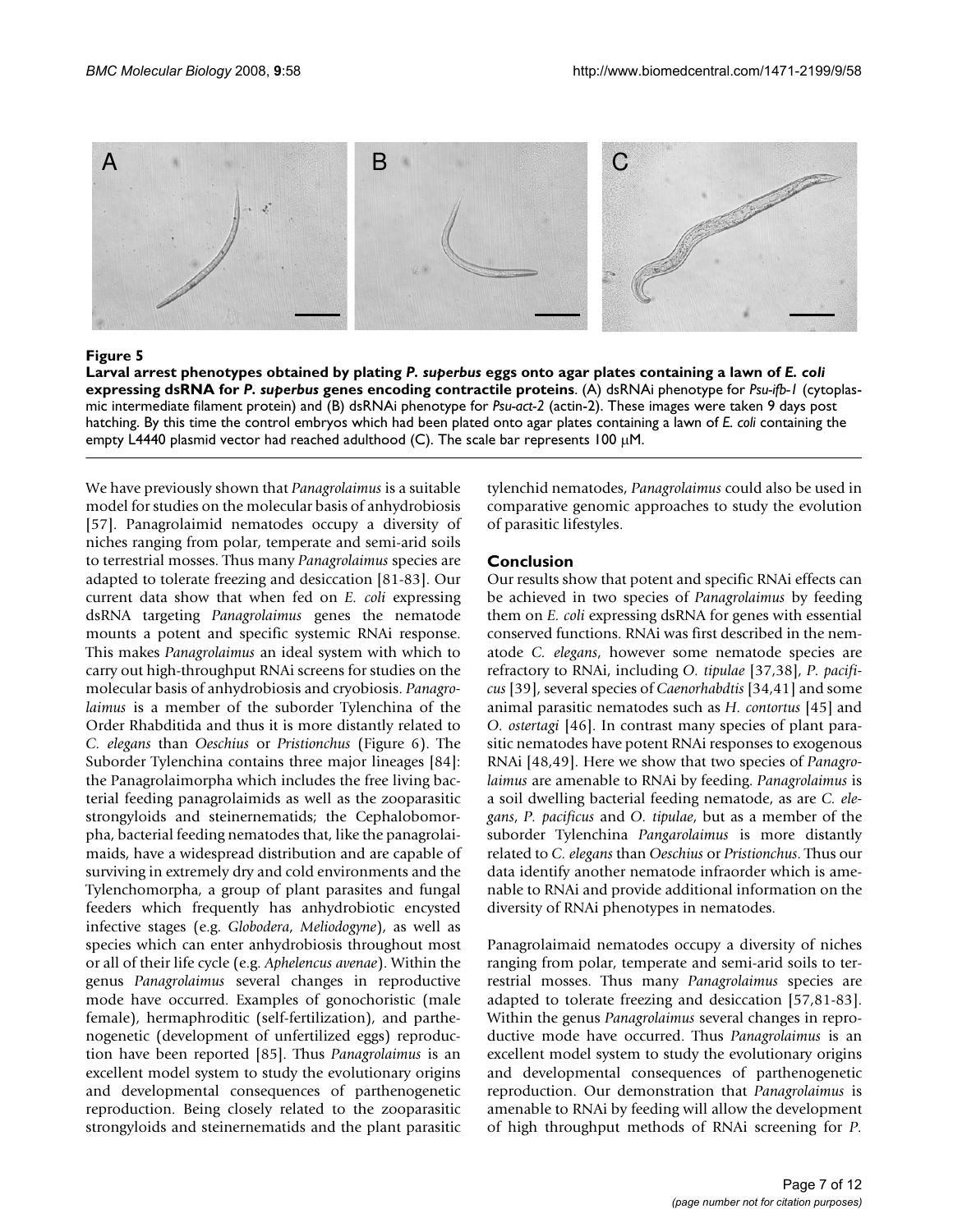A

B

C

**Figure 5**

**Larval arrest phenotypes obtained by plating *P. superbus* eggs onto agar plates containing a lawn of *E. coli* expressing dsRNA for *P. superbus* genes encoding contractile proteins**. (A) dsRNAi phenotype for *Psu-ifb-1* (cytoplasmic intermediate filament protein) and (B) dsRNAi phenotype for *Psu-act-2* (actin-2). These images were taken 9 days post hatching. By this time the control embryos which had been plated onto agar plates containing a lawn of *E. coli* containing the empty L4440 plasmid vector had reached adulthood (C). The scale bar represents 100 μM.

We have previously shown that *Panagrolaimus* is a suitable model for studies on the molecular basis of anhydrobiosis [57]. Panagrolaimid nematodes occupy a diversity of niches ranging from polar, temperate and semi-arid soils to terrestrial mosses. Thus many *Panagrolaimus* species are adapted to tolerate freezing and desiccation [81-83]. Our current data show that when fed on *E. coli* expressing dsRNA targeting *Panagrolaimus* genes the nematode mounts a potent and specific systemic RNAi response. This makes *Panagrolaimus* an ideal system with which to carry out high-throughput RNAi screens for studies on the molecular basis of anhydrobiosis and cryobiosis. *Panagrolaimus* is a member of the suborder Tylenchina of the Order Rhabditida and thus it is more distantly related to *C. elegans* than *Oeschius* or *Pristionchus* (Figure 6). The Suborder Tylenchina contains three major lineages [84]: the Panagrolaimorpha which includes the free living bacterial feeding panagrolaimids as well as the zooparasitic strongyloids and steinernematids; the Cephalobomorpha, bacterial feeding nematodes that, like the panagrolaimaids, have a widespread distribution and are capable of surviving in extremely dry and cold environments and the Tylenchomorpha, a group of plant parasites and fungal feeders which frequently has anhydrobiotic encysted infective stages (e.g. *Globodera*, *Meliodogyne*), as well as species which can enter anhydrobiosis throughout most or all of their life cycle (e.g. *Aphelencus avenae*). Within the genus *Panagrolaimus* several changes in reproductive mode have occurred. Examples of gonochoristic (male female), hermaphroditic (self-fertilization), and parthenogenetic (development of unfertilized eggs) reproduction have been reported [85]. Thus *Panagrolaimus* is an excellent model system to study the evolutionary origins and developmental consequences of parthenogenetic reproduction. Being closely related to the zooparasitic strongyloids and steinernematids and the plant parasitic tylenchid nematodes, *Panagrolaimus* could also be used in comparative genomic approaches to study the evolution of parasitic lifestyles.

## Conclusion

Our results show that potent and specific RNAi effects can be achieved in two species of *Panagrolaimus* by feeding them on *E. coli* expressing dsRNA for genes with essential conserved functions. RNAi was first described in the nematode *C. elegans*, however some nematode species are refractory to RNAi, including *O. tipulae* [37,38], *P. pacificus* [39], several species of *Caenorhabdtis* [34,41] and some animal parasitic nematodes such as *H. contortus* [45] and *O. ostertagi* [46]. In contrast many species of plant parasitic nematodes have potent RNAi responses to exogenous RNAi [48,49]. Here we show that two species of *Panagrolaimus* are amenable to RNAi by feeding. *Panagrolaimus* is a soil dwelling bacterial feeding nematode, as are *C. elegans*, *P. pacificus* and *O. tipulae*, but as a member of the suborder Tylenchina *Pangarolaimus* is more distantly related to *C. elegans* than *Oeschius* or *Pristionchus*. Thus our data identify another nematode infraorder which is amenable to RNAi and provide additional information on the diversity of RNAi phenotypes in nematodes.

Panagrolaimaid nematodes occupy a diversity of niches ranging from polar, temperate and semi-arid soils to terrestrial mosses. Thus many *Panagrolaimus* species are adapted to tolerate freezing and desiccation [57,81-83]. Within the genus *Panagrolaimus* several changes in reproductive mode have occurred. Thus *Panagrolaimus* is an excellent model system to study the evolutionary origins and developmental consequences of parthenogenetic reproduction. Our demonstration that *Panagrolaimus* is amenable to RNAi by feeding will allow the development of high throughput methods of RNAi screening for *P.*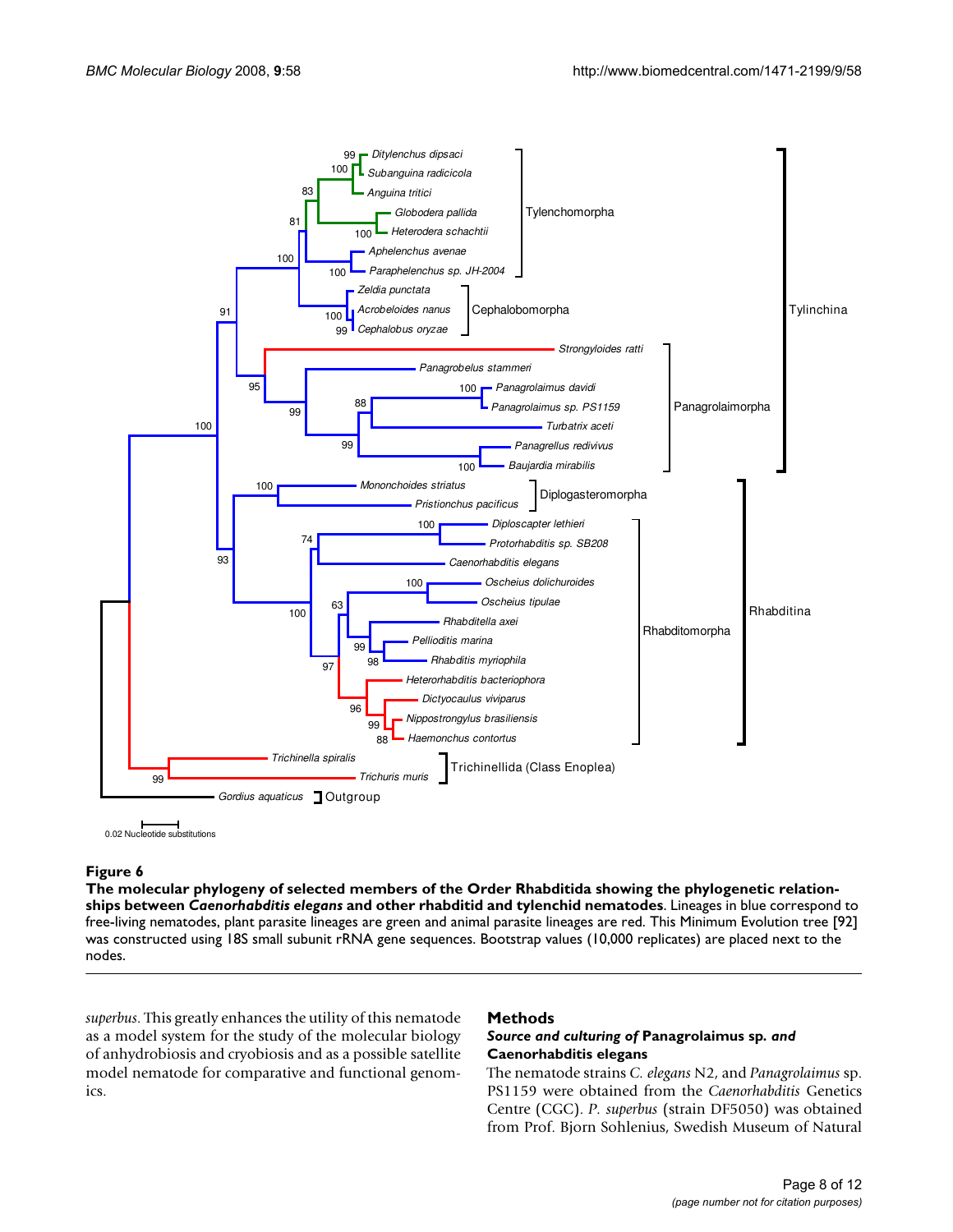**Figure 6**

**The molecular phylogeny of selected members of the Order Rhabditida showing the phylogenetic relationships between *Caenorhabditis elegans* and other rhabditid and tylenchid nematodes**. Lineages in blue correspond to free-living nematodes, plant parasite lineages are green and animal parasite lineages are red. This Minimum Evolution tree [92] was constructed using 18S small subunit rRNA gene sequences. Bootstrap values (10,000 replicates) are placed next to the nodes.

*superbus*. This greatly enhances the utility of this nematode as a model system for the study of the molecular biology of anhydrobiosis and cryobiosis and as a possible satellite model nematode for comparative and functional genomics.

## Methods

### *Source and culturing of* Panagrolaimus sp. *and* Caenorhabditis elegans

The nematode strains *C. elegans* N2, and *Panagrolaimus* sp. PS1159 were obtained from the *Caenorhabditis* Genetics Centre (CGC). *P. superbus* (strain DF5050) was obtained from Prof. Bjorn Sohlenius, Swedish Museum of Natural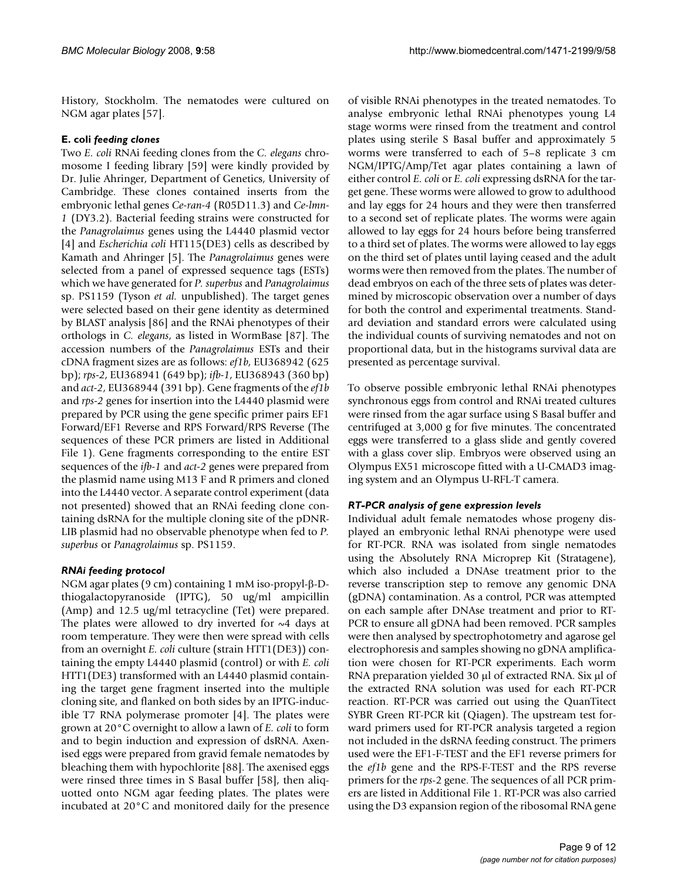History, Stockholm. The nematodes were cultured on NGM agar plates [57].

### E. coli *feeding clones*

Two *E. coli* RNAi feeding clones from the *C. elegans* chromosome I feeding library [59] were kindly provided by Dr. Julie Ahringer, Department of Genetics, University of Cambridge. These clones contained inserts from the embryonic lethal genes *Ce-ran-4* (R05D11.3) and *Ce-lmn-1* (DY3.2). Bacterial feeding strains were constructed for the *Panagrolaimus* genes using the L4440 plasmid vector [4] and *Escherichia coli* HT115(DE3) cells as described by Kamath and Ahringer [5]. The *Panagrolaimus* genes were selected from a panel of expressed sequence tags (ESTs) which we have generated for *P. superbus* and *Panagrolaimus* sp. PS1159 (Tyson *et al.* unpublished). The target genes were selected based on their gene identity as determined by BLAST analysis [86] and the RNAi phenotypes of their orthologs in *C. elegans*, as listed in WormBase [87]. The accession numbers of the *Panagrolaimus* ESTs and their cDNA fragment sizes are as follows: *ef1b*, EU368942 (625 bp); *rps-2*, EU368941 (649 bp); *ifb-1*, EU368943 (360 bp) and *act-2*, EU368944 (391 bp). Gene fragments of the *ef1b* and *rps-2* genes for insertion into the L4440 plasmid were prepared by PCR using the gene specific primer pairs EF1 Forward/EF1 Reverse and RPS Forward/RPS Reverse (The sequences of these PCR primers are listed in Additional File 1). Gene fragments corresponding to the entire EST sequences of the *ifb-1* and *act-2* genes were prepared from the plasmid name using M13 F and R primers and cloned into the L4440 vector. A separate control experiment (data not presented) showed that an RNAi feeding clone containing dsRNA for the multiple cloning site of the pDNR-LIB plasmid had no observable phenotype when fed to *P. superbus* or *Panagrolaimus* sp. PS1159.

### *RNAi feeding protocol*

NGM agar plates (9 cm) containing 1 mM iso-propyl-β-D-thiogalactopyranoside (IPTG), 50 ug/ml ampicillin (Amp) and 12.5 ug/ml tetracycline (Tet) were prepared. The plates were allowed to dry inverted for ~4 days at room temperature. They were then were spread with cells from an overnight *E. coli* culture (strain HTT1(DE3)) containing the empty L4440 plasmid (control) or with *E. coli* HTT1(DE3) transformed with an L4440 plasmid containing the target gene fragment inserted into the multiple cloning site, and flanked on both sides by an IPTG-inducible T7 RNA polymerase promoter [4]. The plates were grown at 20°C overnight to allow a lawn of *E. coli* to form and to begin induction and expression of dsRNA. Axenised eggs were prepared from gravid female nematodes by bleaching them with hypochlorite [88]. The axenised eggs were rinsed three times in S Basal buffer [58], then aliquoted onto NGM agar feeding plates. The plates were incubated at 20°C and monitored daily for the presence of visible RNAi phenotypes in the treated nematodes. To analyse embryonic lethal RNAi phenotypes young L4 stage worms were rinsed from the treatment and control plates using sterile S Basal buffer and approximately 5 worms were transferred to each of 5–8 replicate 3 cm NGM/IPTG/Amp/Tet agar plates containing a lawn of either control *E. coli* or *E. coli* expressing dsRNA for the target gene. These worms were allowed to grow to adulthood and lay eggs for 24 hours and they were then transferred to a second set of replicate plates. The worms were again allowed to lay eggs for 24 hours before being transferred to a third set of plates. The worms were allowed to lay eggs on the third set of plates until laying ceased and the adult worms were then removed from the plates. The number of dead embryos on each of the three sets of plates was determined by microscopic observation over a number of days for both the control and experimental treatments. Standard deviation and standard errors were calculated using the individual counts of surviving nematodes and not on proportional data, but in the histograms survival data are presented as percentage survival.

To observe possible embryonic lethal RNAi phenotypes synchronous eggs from control and RNAi treated cultures were rinsed from the agar surface using S Basal buffer and centrifuged at 3,000 g for five minutes. The concentrated eggs were transferred to a glass slide and gently covered with a glass cover slip. Embryos were observed using an Olympus EX51 microscope fitted with a U-CMAD3 imaging system and an Olympus U-RFL-T camera.

### *RT-PCR analysis of gene expression levels*

Individual adult female nematodes whose progeny displayed an embryonic lethal RNAi phenotype were used for RT-PCR. RNA was isolated from single nematodes using the Absolutely RNA Microprep Kit (Stratagene), which also included a DNAse treatment prior to the reverse transcription step to remove any genomic DNA (gDNA) contamination. As a control, PCR was attempted on each sample after DNAse treatment and prior to RT-PCR to ensure all gDNA had been removed. PCR samples were then analysed by spectrophotometry and agarose gel electrophoresis and samples showing no gDNA amplification were chosen for RT-PCR experiments. Each worm RNA preparation yielded 30 μl of extracted RNA. Six μl of the extracted RNA solution was used for each RT-PCR reaction. RT-PCR was carried out using the QuanTitect SYBR Green RT-PCR kit (Qiagen). The upstream test forward primers used for RT-PCR analysis targeted a region not included in the dsRNA feeding construct. The primers used were the EF1-F-TEST and the EF1 reverse primers for the *ef1b* gene and the RPS-F-TEST and the RPS reverse primers for the *rps-2* gene. The sequences of all PCR primers are listed in Additional File 1. RT-PCR was also carried using the D3 expansion region of the ribosomal RNA gene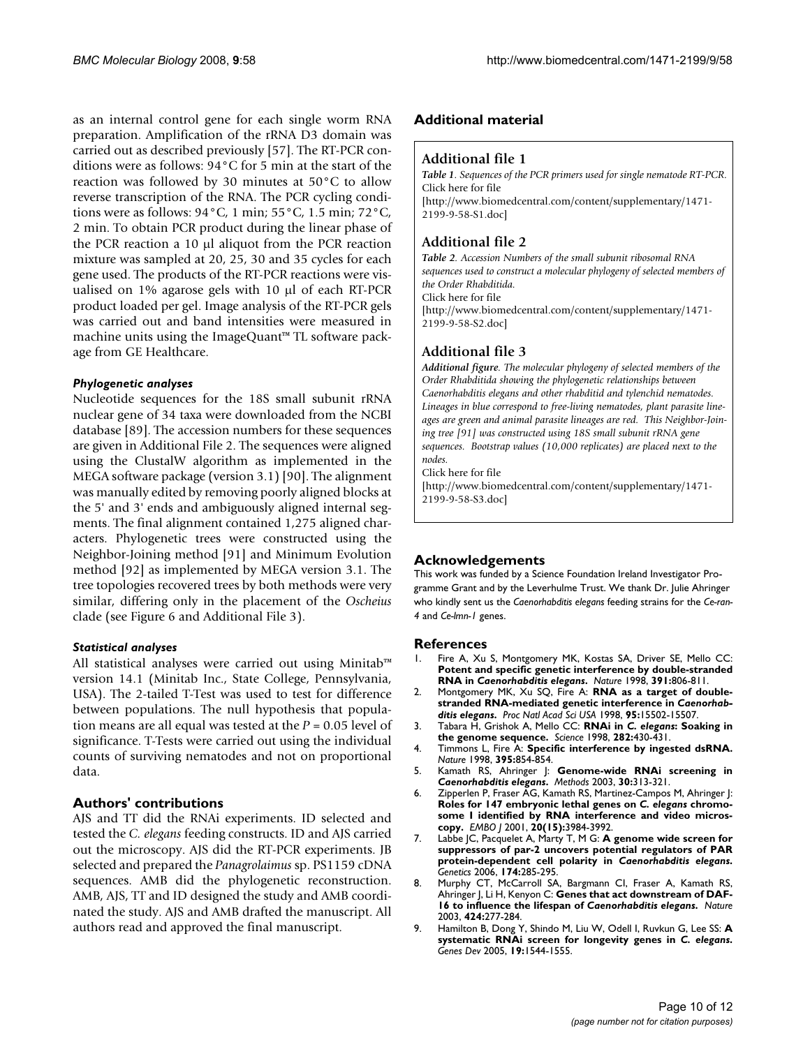as an internal control gene for each single worm RNA preparation. Amplification of the rRNA D3 domain was carried out as described previously [57]. The RT-PCR conditions were as follows: 94°C for 5 min at the start of the reaction was followed by 30 minutes at 50°C to allow reverse transcription of the RNA. The PCR cycling conditions were as follows: 94°C, 1 min; 55°C, 1.5 min; 72°C, 2 min. To obtain PCR product during the linear phase of the PCR reaction a 10 μl aliquot from the PCR reaction mixture was sampled at 20, 25, 30 and 35 cycles for each gene used. The products of the RT-PCR reactions were visualised on 1% agarose gels with 10 μl of each RT-PCR product loaded per gel. Image analysis of the RT-PCR gels was carried out and band intensities were measured in machine units using the ImageQuant™ TL software package from GE Healthcare.

### *Phylogenetic analyses*

Nucleotide sequences for the 18S small subunit rRNA nuclear gene of 34 taxa were downloaded from the NCBI database [89]. The accession numbers for these sequences are given in Additional File 2. The sequences were aligned using the ClustalW algorithm as implemented in the MEGA software package (version 3.1) [90]. The alignment was manually edited by removing poorly aligned blocks at the 5' and 3' ends and ambiguously aligned internal segments. The final alignment contained 1,275 aligned characters. Phylogenetic trees were constructed using the Neighbor-Joining method [91] and Minimum Evolution method [92] as implemented by MEGA version 3.1. The tree topologies recovered trees by both methods were very similar, differing only in the placement of the *Oscheius* clade (see Figure 6 and Additional File 3).

### *Statistical analyses*

All statistical analyses were carried out using Minitab™ version 14.1 (Minitab Inc., State College, Pennsylvania, USA). The 2-tailed T-Test was used to test for difference between populations. The null hypothesis that population means are all equal was tested at the $P = 0.05$ level of significance. T-Tests were carried out using the individual counts of surviving nematodes and not on proportional data.

## Authors' contributions

AJS and TT did the RNAi experiments. ID selected and tested the *C. elegans* feeding constructs. ID and AJS carried out the microscopy. AJS did the RT-PCR experiments. JB selected and prepared the *Panagrolaimus* sp. PS1159 cDNA sequences. AMB did the phylogenetic reconstruction. AMB, AJS, TT and ID designed the study and AMB coordinated the study. AJS and AMB drafted the manuscript. All authors read and approved the final manuscript.

## Additional material

### Additional file 1

*Table 1. Sequences of the PCR primers used for single nematode RT-PCR.*
Click here for file
[http://www.biomedcentral.com/content/supplementary/1471-2199-9-58-S1.doc]

### Additional file 2

*Table 2. Accession Numbers of the small subunit ribosomal RNA sequences used to construct a molecular phylogeny of selected members of the Order Rhabditida.*
Click here for file
[http://www.biomedcentral.com/content/supplementary/1471-2199-9-58-S2.doc]

### Additional file 3

*Additional figure. The molecular phylogeny of selected members of the Order Rhabditida showing the phylogenetic relationships between Caenorhabditis elegans and other rhabditid and tylenchid nematodes. Lineages in blue correspond to free-living nematodes, plant parasite lineages are green and animal parasite lineages are red. This Neighbor-Joining tree [91] was constructed using 18S small subunit rRNA gene sequences. Bootstrap values (10,000 replicates) are placed next to the nodes.*
Click here for file
[http://www.biomedcentral.com/content/supplementary/1471-2199-9-58-S3.doc]

## Acknowledgements

This work was funded by a Science Foundation Ireland Investigator Programme Grant and by the Leverhulme Trust. We thank Dr. Julie Ahringer who kindly sent us the *Caenorhabditis elegans* feeding strains for the *Ce-ran-4* and *Ce-lmn-1* genes.

## References

1. Fire A, Xu S, Montgomery MK, Kostas SA, Driver SE, Mello CC: **Potent and specific genetic interference by double-stranded RNA in *Caenorhabditis elegans*.** *Nature* 1998, **391:**806-811.
2. Montgomery MK, Xu SQ, Fire A: **RNA as a target of double-stranded RNA-mediated genetic interference in *Caenorhabditis elegans*.** *Proc Natl Acad Sci USA* 1998, **95:**15502-15507.
3. Tabara H, Grishok A, Mello CC: **RNAi in *C. elegans*: Soaking in the genome sequence.** *Science* 1998, **282:**430-431.
4. Timmons L, Fire A: **Specific interference by ingested dsRNA.** *Nature* 1998, **395:**854-854.
5. Kamath RS, Ahringer J: **Genome-wide RNAi screening in *Caenorhabditis elegans*.** *Methods* 2003, **30:**313-321.
6. Zipperlen P, Fraser AG, Kamath RS, Martinez-Campos M, Ahringer J: **Roles for 147 embryonic lethal genes on *C. elegans* chromosome I identified by RNA interference and video microscopy.** *EMBO J* 2001, **20(15):**3984-3992.
7. Labbe JC, Pacquelet A, Marty T, M G: **A genome wide screen for suppressors of par-2 uncovers potential regulators of PAR protein-dependent cell polarity in *Caenorhabditis elegans*.** *Genetics* 2006, **174:**285-295.
8. Murphy CT, McCarroll SA, Bargmann CI, Fraser A, Kamath RS, Ahringer J, Li H, Kenyon C: **Genes that act downstream of DAF-16 to influence the lifespan of *Caenorhabditis elegans*.** *Nature* 2003, **424:**277-284.
9. Hamilton B, Dong Y, Shindo M, Liu W, Odell I, Ruvkun G, Lee SS: **A systematic RNAi screen for longevity genes in *C. elegans*.** *Genes Dev* 2005, **19:**1544-1555.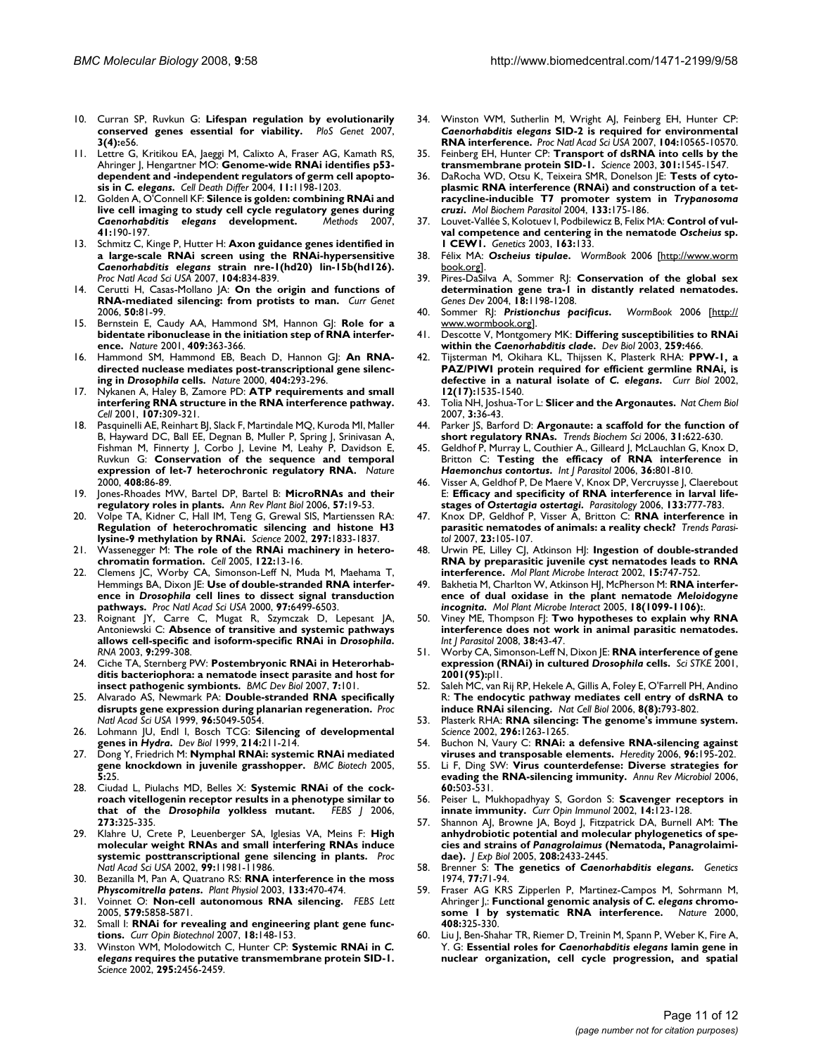10. Curran SP, Ruvkun G: **Lifespan regulation by evolutionarily conserved genes essential for viability.** *PloS Genet* 2007, **3(4):**e56.
11. Lettre G, Kritikou EA, Jaeggi M, Calixto A, Fraser AG, Kamath RS, Ahringer J, Hengartner MO: **Genome-wide RNAi identifies p53-dependent and -independent regulators of germ cell apoptosis in *C. elegans*.** *Cell Death Differ* 2004, **11:**1198-1203.
12. Golden A, O'Connell KF: **Silence is golden: combining RNAi and live cell imaging to study cell cycle regulatory genes during *Caenorhabditis elegans* development.** *Methods* 2007, **41:**190-197.
13. Schmitz C, Kinge P, Hutter H: **Axon guidance genes identified in a large-scale RNAi screen using the RNAi-hypersensitive *Caenorhabditis elegans* strain nre-1(hd20) lin-15b(hd126).** *Proc Natl Acad Sci USA* 2007, **104:**834-839.
14. Cerutti H, Casas-Mollano JA: **On the origin and functions of RNA-mediated silencing: from protists to man.** *Curr Genet* 2006, **50:**81-99.
15. Bernstein E, Caudy AA, Hammond SM, Hannon GJ: **Role for a bidentate ribonuclease in the initiation step of RNA interference.** *Nature* 2001, **409:**363-366.
16. Hammond SM, Hammond EB, Beach D, Hannon GJ: **An RNA-directed nuclease mediates post-transcriptional gene silencing in *Drosophila* cells.** *Nature* 2000, **404:**293-296.
17. Nykanen A, Haley B, Zamore PD: **ATP requirements and small interfering RNA structure in the RNA interference pathway.** *Cell* 2001, **107:**309-321.
18. Pasquinelli AE, Reinhart BJ, Slack F, Martindale MQ, Kuroda MI, Maller B, Hayward DC, Ball EE, Degnan B, Muller P, Spring J, Srinivasan A, Fishman M, Finnerty J, Corbo J, Levine M, Leahy P, Davidson E, Ruvkun G: **Conservation of the sequence and temporal expression of let-7 heterochronic regulatory RNA.** *Nature* 2000, **408:**86-89.
19. Jones-Rhoades MW, Bartel DP, Bartel B: **MicroRNAs and their regulatory roles in plants.** *Ann Rev Plant Biol* 2006, **57:**19-53.
20. Volpe TA, Kidner C, Hall IM, Teng G, Grewal SIS, Martienssen RA: **Regulation of heterochromatic silencing and histone H3 lysine-9 methylation by RNAi.** *Science* 2002, **297:**1833-1837.
21. Wassenegger M: **The role of the RNAi machinery in heterochromatin formation.** *Cell* 2005, **122:**13-16.
22. Clemens JC, Worby CA, Simonson-Leff N, Muda M, Maehama T, Hemmings BA, Dixon JE: **Use of double-stranded RNA interference in *Drosophila* cell lines to dissect signal transduction pathways.** *Proc Natl Acad Sci USA* 2000, **97:**6499-6503.
23. Roignant JY, Carre C, Mugat R, Szymczak D, Lepesant JA, Antoniewski C: **Absence of transitive and systemic pathways allows cell-specific and isoform-specific RNAi in *Drosophila*.** *RNA* 2003, **9:**299-308.
24. Ciche TA, Sternberg PW: **Postembryonic RNAi in Heterorhabditis bacteriophora: a nematode insect parasite and host for insect pathogenic symbionts.** *BMC Dev Biol* 2007, **7:**101.
25. Alvarado AS, Newmark PA: **Double-stranded RNA specifically disrupts gene expression during planarian regeneration.** *Proc Natl Acad Sci USA* 1999, **96:**5049-5054.
26. Lohmann JU, Endl I, Bosch TCG: **Silencing of developmental genes in *Hydra*.** *Dev Biol* 1999, **214:**211-214.
27. Dong Y, Friedrich M: **Nymphal RNAi: systemic RNAi mediated gene knockdown in juvenile grasshopper.** *BMC Biotech* 2005, **5:**25.
28. Ciudad L, Piulachs MD, Belles X: **Systemic RNAi of the cockroach vitellogenin receptor results in a phenotype similar to that of the *Drosophila* yolkless mutant.** *FEBS J* 2006, **273:**325-335.
29. Klahre U, Crete P, Leuenberger SA, Iglesias VA, Meins F: **High molecular weight RNAs and small interfering RNAs induce systemic posttranscriptional gene silencing in plants.** *Proc Natl Acad Sci USA* 2002, **99:**11981-11986.
30. Bezanilla M, Pan A, Quatrano RS: **RNA interference in the moss *Physcomitrella patens*.** *Plant Physiol* 2003, **133:**470-474.
31. Voinnet O: **Non-cell autonomous RNA silencing.** *FEBS Lett* 2005, **579:**5858-5871.
32. Small I: **RNAi for revealing and engineering plant gene functions.** *Curr Opin Biotechnol* 2007, **18:**148-153.
33. Winston WM, Molodowitch C, Hunter CP: **Systemic RNAi in *C. elegans* requires the putative transmembrane protein SID-1.** *Science* 2002, **295:**2456-2459.
34. Winston WM, Sutherlin M, Wright AJ, Feinberg EH, Hunter CP: ***Caenorhabditis elegans* SID-2 is required for environmental RNA interference.** *Proc Natl Acad Sci USA* 2007, **104:**10565-10570.
35. Feinberg EH, Hunter CP: **Transport of dsRNA into cells by the transmembrane protein SID-1.** *Science* 2003, **301:**1545-1547.
36. DaRocha WD, Otsu K, Teixeira SMR, Donelson JE: **Tests of cytoplasmic RNA interference (RNAi) and construction of a tetracycline-inducible T7 promoter system in *Trypanosoma cruzi*.** *Mol Biochem Parasitol* 2004, **133:**175-186.
37. Louvet-Vallée S, Kolotuev I, Podbilewicz B, Felix MA: **Control of vulval competence and centering in the nematode *Oscheius* sp. 1 CEW1.** *Genetics* 2003, **163:**133.
38. Félix MA: ***Oscheius tipulae*.** *WormBook* 2006 [http://www.wormbook.org].
39. Pires-DaSilva A, Sommer RJ: **Conservation of the global sex determination gene tra-1 in distantly related nematodes.** *Genes Dev* 2004, **18:**1198-1208.
40. Sommer RJ: ***Pristionchus pacificus*.** *WormBook* 2006 [http://www.wormbook.org].
41. Descotte V, Montgomery MK: **Differing susceptibilities to RNAi within the *Caenorhabditis clade*.** *Dev Biol* 2003, **259:**466.
42. Tijsterman M, Okihara KL, Thijssen K, Plasterk RHA: **PPW-1, a PAZ/PIWI protein required for efficient germline RNAi, is defective in a natural isolate of *C. elegans*.** *Curr Biol* 2002, **12(17):**1535-1540.
43. Tolia NH, Joshua-Tor L: **Slicer and the Argonautes.** *Nat Chem Biol* 2007, **3:**36-43.
44. Parker JS, Barford D: **Argonaute: a scaffold for the function of short regulatory RNAs.** *Trends Biochem Sci* 2006, **31:**622-630.
45. Geldhof P, Murray L, Couthier A., Gilleard J, McLauchlan G, Knox D, Britton C: **Testing the efficacy of RNA interference in *Haemonchus contortus*.** *Int J Parasitol* 2006, **36:**801-810.
46. Visser A, Geldhof P, De Maere V, Knox DP, Vercruysse J, Claerebout E: **Efficacy and specificity of RNA interference in larval life-stages of *Ostertagia ostertagi*.** *Parasitology* 2006, **133:**777-783.
47. Knox DP, Geldhof P, Visser A, Britton C: **RNA interference in parasitic nematodes of animals: a reality check?** *Trends Parasitol* 2007, **23:**105-107.
48. Urwin PE, Lilley CJ, Atkinson HJ: **Ingestion of double-stranded RNA by preparasitic juvenile cyst nematodes leads to RNA interference.** *Mol Plant Microbe Interact* 2002, **15:**747-752.
49. Bakhetia M, Charlton W, Atkinson HJ, McPherson M: **RNA interference of dual oxidase in the plant nematode *Meloidogyne incognita*.** *Mol Plant Microbe Interact* 2005, **18(1099-1106):**.
50. Viney ME, Thompson FJ: **Two hypotheses to explain why RNA interference does not work in animal parasitic nematodes.** *Int J Parasitol* 2008, **38:**43-47.
51. Worby CA, Simonson-Leff N, Dixon JE: **RNA interference of gene expression (RNAi) in cultured *Drosophila* cells.** *Sci STKE* 2001, **2001(95):**pl1.
52. Saleh MC, van Rij RP, Hekele A, Gillis A, Foley E, O'Farrell PH, Andino R: **The endocytic pathway mediates cell entry of dsRNA to induce RNAi silencing.** *Nat Cell Biol* 2006, **8(8):**793-802.
53. Plasterk RHA: **RNA silencing: The genome's immune system.** *Science* 2002, **296:**1263-1265.
54. Buchon N, Vaury C: **RNAi: a defensive RNA-silencing against viruses and transposable elements.** *Heredity* 2006, **96:**195-202.
55. Li F, Ding SW: **Virus counterdefense: Diverse strategies for evading the RNA-silencing immunity.** *Annu Rev Microbiol* 2006, **60:**503-531.
56. Peiser L, Mukhopadhyay S, Gordon S: **Scavenger receptors in innate immunity.** *Curr Opin Immunol* 2002, **14:**123-128.
57. Shannon AJ, Browne JA, Boyd J, Fitzpatrick DA, Burnell AM: **The anhydrobiotic potential and molecular phylogenetics of species and strains of *Panagrolaimus* (Nematoda, Panagrolaimidae).** *J Exp Biol* 2005, **208:**2433-2445.
58. Brenner S: **The genetics of *Caenorhabditis elegans*.** *Genetics* 1974, **77:**71-94.
59. Fraser AG KRS Zipperlen P, Martinez-Campos M, Sohrmann M, Ahringer J,: **Functional genomic analysis of *C. elegans* chromosome I by systematic RNA interference.** *Nature* 2000, **408:**325-330.
60. Liu J, Ben-Shahar TR, Riemer D, Treinin M, Spann P, Weber K, Fire A, Y. G: **Essential roles for *Caenorhabditis elegans* lamin gene in nuclear organization, cell cycle progression, and spatial**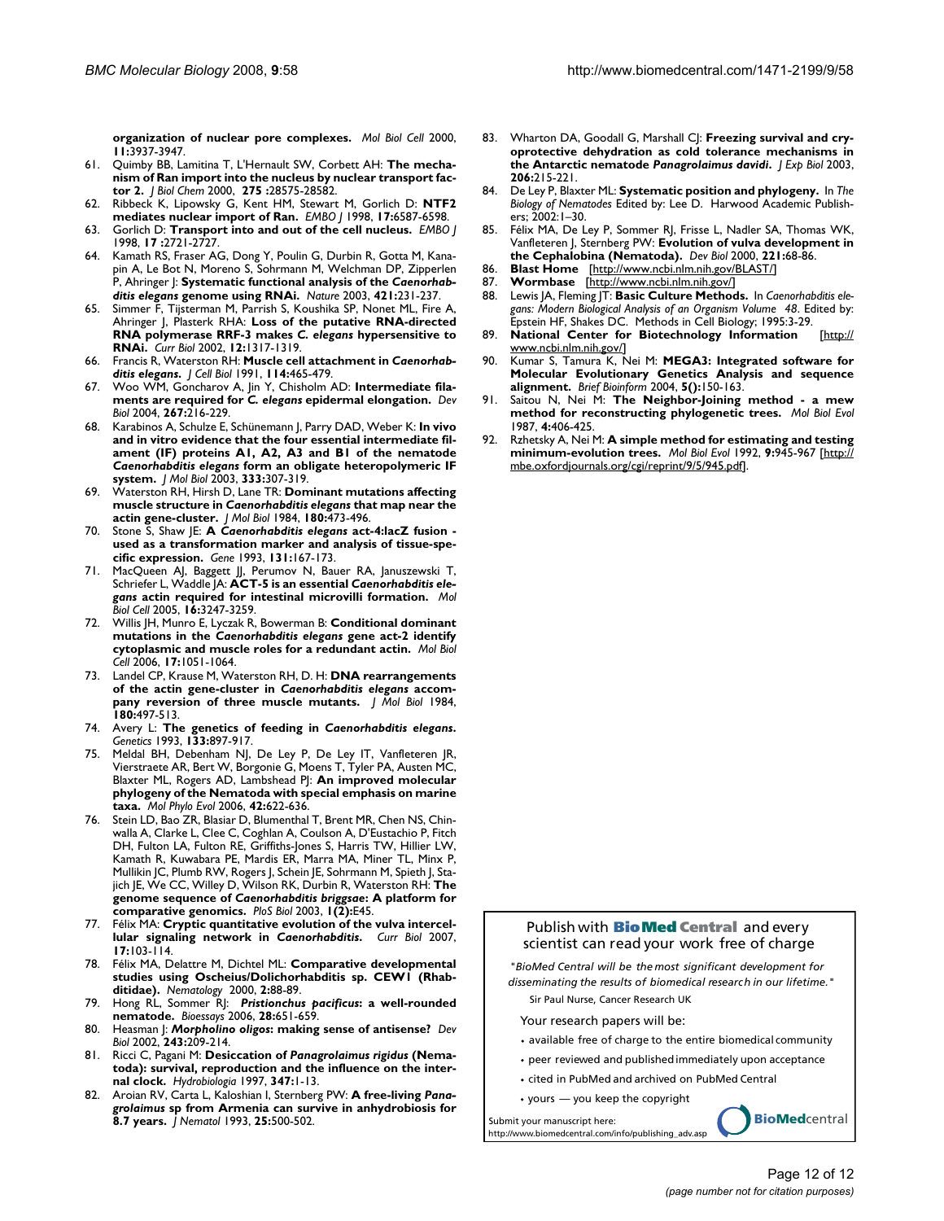organization of nuclear pore complexes. *Mol Biol Cell* 2000, **11:**3937-3947.

61. Quimby BB, Lamitina T, L'Hernault SW, Corbett AH: **The mechanism of Ran import into the nucleus by nuclear transport factor 2.** *J Biol Chem* 2000, **275 :**28575-28582.
62. Ribbeck K, Lipowsky G, Kent HM, Stewart M, Gorlich D: **NTF2 mediates nuclear import of Ran.** *EMBO J* 1998, **17:**6587-6598.
63. Gorlich D: **Transport into and out of the cell nucleus.** *EMBO J* 1998, **17 :**2721-2727.
64. Kamath RS, Fraser AG, Dong Y, Poulin G, Durbin R, Gotta M, Kanapin A, Le Bot N, Moreno S, Sohrmann M, Welchman DP, Zipperlen P, Ahringer J: **Systematic functional analysis of the *Caenorhabditis elegans* genome using RNAi.** *Nature* 2003, **421:**231-237.
65. Simmer F, Tijsterman M, Parrish S, Koushika SP, Nonet ML, Fire A, Ahringer J, Plasterk RHA: **Loss of the putative RNA-directed RNA polymerase RRF-3 makes *C. elegans* hypersensitive to RNAi.** *Curr Biol* 2002, **12:**1317-1319.
66. Francis R, Waterston RH: **Muscle cell attachment in *Caenorhabditis elegans*.** *J Cell Biol* 1991, **114:**465-479.
67. Woo WM, Goncharov A, Jin Y, Chisholm AD: **Intermediate filaments are required for *C. elegans* epidermal elongation.** *Dev Biol* 2004, **267:**216-229.
68. Karabinos A, Schulze E, Schünemann J, Parry DAD, Weber K: **In vivo and in vitro evidence that the four essential intermediate filament (IF) proteins A1, A2, A3 and B1 of the nematode *Caenorhabditis elegans* form an obligate heteropolymeric IF system.** *J Mol Biol* 2003, **333:**307-319.
69. Waterston RH, Hirsh D, Lane TR: **Dominant mutations affecting muscle structure in *Caenorhabditis elegans* that map near the actin gene-cluster.** *J Mol Biol* 1984, **180:**473-496.
70. Stone S, Shaw JE: **A *Caenorhabditis elegans* act-4:lacZ fusion - used as a transformation marker and analysis of tissue-specific expression.** *Gene* 1993, **131:**167-173.
71. MacQueen AJ, Baggett JJ, Perumov N, Bauer RA, Januszewski T, Schriefer L, Waddle JA: **ACT-5 is an essential *Caenorhabditis elegans* actin required for intestinal microvilli formation.** *Mol Biol Cell* 2005, **16:**3247-3259.
72. Willis JH, Munro E, Lyczak R, Bowerman B: **Conditional dominant mutations in the *Caenorhabditis elegans* gene act-2 identify cytoplasmic and muscle roles for a redundant actin.** *Mol Biol Cell* 2006, **17:**1051-1064.
73. Landel CP, Krause M, Waterston RH, D. H: **DNA rearrangements of the actin gene-cluster in *Caenorhabditis elegans* accompany reversion of three muscle mutants.** *J Mol Biol* 1984, **180:**497-513.
74. Avery L: **The genetics of feeding in *Caenorhabditis elegans*.** *Genetics* 1993, **133:**897-917.
75. Meldal BH, Debenham NJ, De Ley P, De Ley IT, Vanfleteren JR, Vierstraete AR, Bert W, Borgonie G, Moens T, Tyler PA, Austen MC, Blaxter ML, Rogers AD, Lambshead PJ: **An improved molecular phylogeny of the Nematoda with special emphasis on marine taxa.** *Mol Phylo Evol* 2006, **42:**622-636.
76. Stein LD, Bao ZR, Blasiar D, Blumenthal T, Brent MR, Chen NS, Chinwalla A, Clarke L, Clee C, Coghlan A, Coulson A, D'Eustachio P, Fitch DH, Fulton LA, Fulton RE, Griffiths-Jones S, Harris TW, Hillier LW, Kamath R, Kuwabara PE, Mardis ER, Marra MA, Miner TL, Minx P, Mullikin JC, Plumb RW, Rogers J, Schein JE, Sohrmann M, Spieth J, Stajich JE, We CC, Willey D, Wilson RK, Durbin R, Waterston RH: **The genome sequence of *Caenorhabditis briggsae*: A platform for comparative genomics.** *PloS Biol* 2003, **1(2):**E45.
77. Félix MA: **Cryptic quantitative evolution of the vulva intercellular signaling network in *Caenorhabditis*.** *Curr Biol* 2007, **17:**103-114.
78. Félix MA, Delattre M, Dichtel ML: **Comparative developmental studies using Oscheius/Dolichorhabditis sp. CEW1 (Rhabditidae).** *Nematology* 2000, **2:**88-89.
79. Hong RL, Sommer RJ: ***Pristionchus pacificus*: a well-rounded nematode.** *Bioessays* 2006, **28:**651-659.
80. Heasman J: ***Morpholino oligos*: making sense of antisense?** *Dev Biol* 2002, **243:**209-214.
81. Ricci C, Pagani M: **Desiccation of *Panagrolaimus rigidus* (Nematoda): survival, reproduction and the influence on the internal clock.** *Hydrobiologia* 1997, **347:**1-13.
82. Aroian RV, Carta L, Kaloshian I, Sternberg PW: **A free-living *Panagrolaimus* sp from Armenia can survive in anhydrobiosis for 8.7 years.** *J Nematol* 1993, **25:**500-502.
83. Wharton DA, Goodall G, Marshall CJ: **Freezing survival and cryoprotective dehydration as cold tolerance mechanisms in the Antarctic nematode *Panagrolaimus davidi*.** *J Exp Biol* 2003, **206:**215-221.
84. De Ley P, Blaxter ML: **Systematic position and phylogeny.** In *The Biology of Nematodes* Edited by: Lee D. Harwood Academic Publishers; 2002:1–30.
85. Félix MA, De Ley P, Sommer RJ, Frisse L, Nadler SA, Thomas WK, Vanfleteren J, Sternberg PW: **Evolution of vulva development in the Cephalobina (Nematoda).** *Dev Biol* 2000, **221:**68-86.
86. **Blast Home** [http://www.ncbi.nlm.nih.gov/BLAST/]
87. **Wormbase** [http://www.ncbi.nlm.nih.gov/]
88. Lewis JA, Fleming JT: **Basic Culture Methods.** In *Caenorhabditis elegans: Modern Biological Analysis of an Organism Volume 48*. Edited by: Epstein HF, Shakes DC. Methods in Cell Biology; 1995:3-29.
89. **National Center for Biotechnology Information** [http://www.ncbi.nlm.nih.gov/]
90. Kumar S, Tamura K, Nei M: **MEGA3: Integrated software for Molecular Evolutionary Genetics Analysis and sequence alignment.** *Brief Bioinform* 2004, **5():**150-163.
91. Saitou N, Nei M: **The Neighbor-Joining method - a mew method for reconstructing phylogenetic trees.** *Mol Biol Evol* 1987, **4:**406-425.
92. Rzhetsky A, Nei M: **A simple method for estimating and testing minimum-evolution trees.** *Mol Biol Evol* 1992, **9:**945-967 [http://mbe.oxfordjournals.org/cgi/reprint/9/5/945.pdf].

Publish with **BioMed Central** and every scientist can read your work free of charge

*"BioMed Central will be the most significant development for disseminating the results of biomedical research in our lifetime."*

Sir Paul Nurse, Cancer Research UK

Your research papers will be:

- available free of charge to the entire biomedical community
- peer reviewed and published immediately upon acceptance
- cited in PubMed and archived on PubMed Central
- yours — you keep the copyright

Submit your manuscript here:
http://www.biomedcentral.com/info/publishing_adv.asp

**BioMed**central